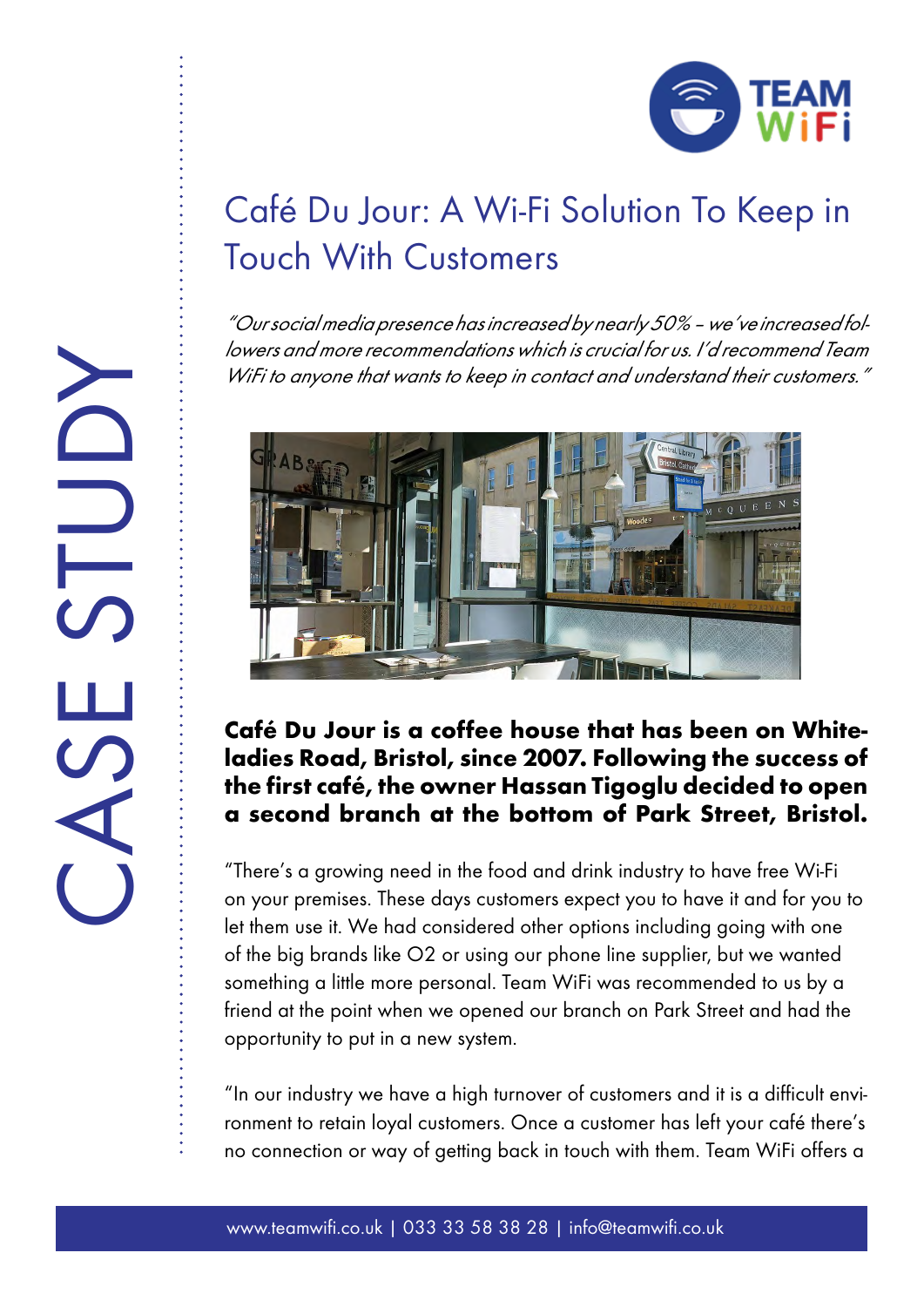CASE STUDY

# Café Du Jour: A Wi-Fi Solution To Keep in Touch With Customers

*"Our social media presence has increased by nearly 50% – we've increased followers and more recommendations which is crucial for us. I'd recommend Team WiFi to anyone that wants to keep in contact and understand their customers."*

**Café Du Jour is a coffee house that has been on Whiteladies Road, Bristol, since 2007. Following the success of the first café, the owner Hassan Tigoglu decided to open a second branch at the bottom of Park Street, Bristol.**

"There's a growing need in the food and drink industry to have free Wi-Fi on your premises. These days customers expect you to have it and for you to let them use it. We had considered other options including going with one of the big brands like O2 or using our phone line supplier, but we wanted something a little more personal. Team WiFi was recommended to us by a friend at the point when we opened our branch on Park Street and had the opportunity to put in a new system.

"In our industry we have a high turnover of customers and it is a difficult environment to retain loyal customers. Once a customer has left your café there's no connection or way of getting back in touch with them. Team WiFi offers a

www.teamwifi.co.uk | 033 33 58 38 28 | info@teamwifi.co.uk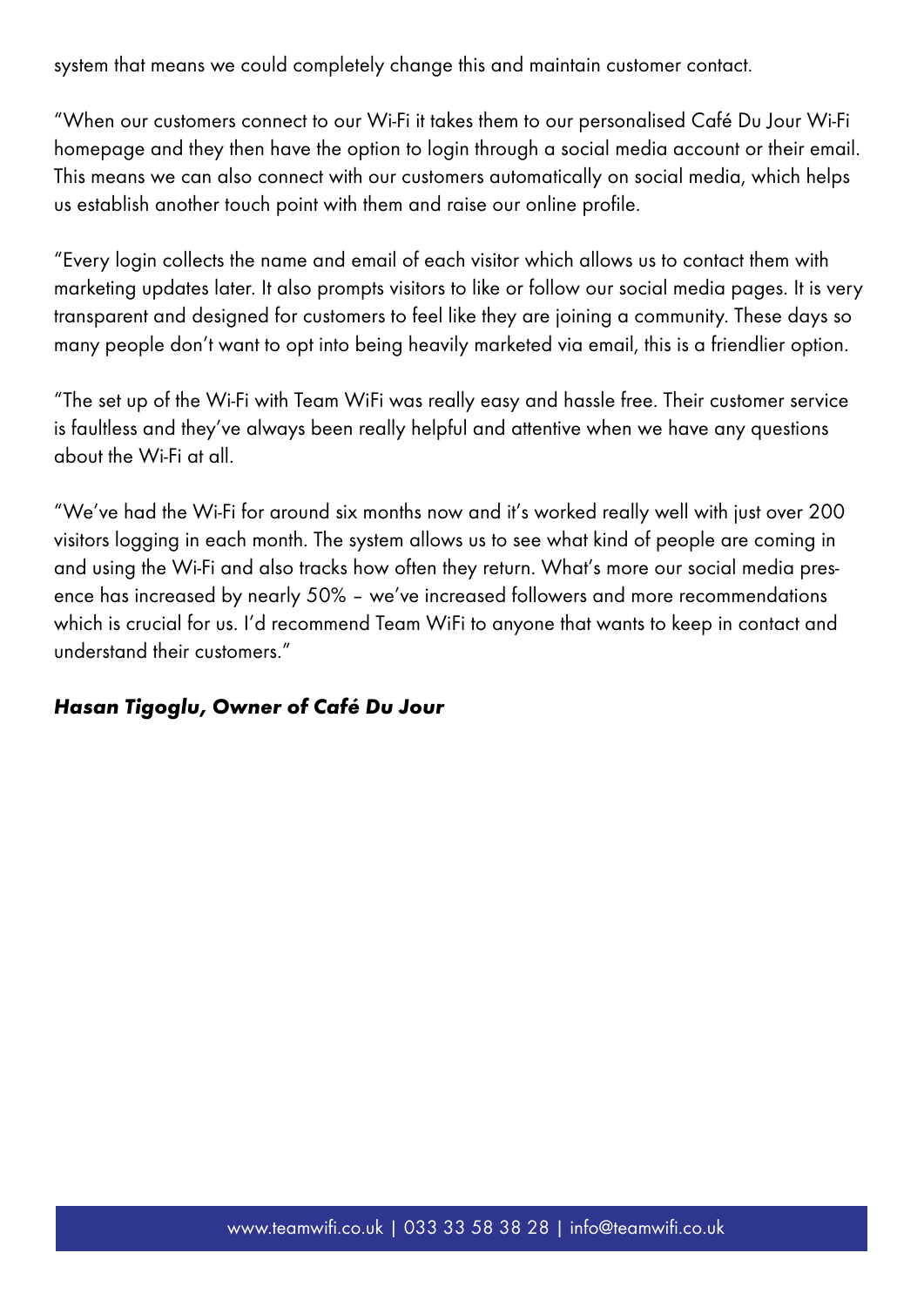system that means we could completely change this and maintain customer contact.

"When our customers connect to our Wi-Fi it takes them to our personalised Café Du Jour Wi-Fi homepage and they then have the option to login through a social media account or their email. This means we can also connect with our customers automatically on social media, which helps us establish another touch point with them and raise our online profile.

"Every login collects the name and email of each visitor which allows us to contact them with marketing updates later. It also prompts visitors to like or follow our social media pages. It is very transparent and designed for customers to feel like they are joining a community. These days so many people don't want to opt into being heavily marketed via email, this is a friendlier option.

"The set up of the Wi-Fi with Team WiFi was really easy and hassle free. Their customer service is faultless and they've always been really helpful and attentive when we have any questions about the Wi-Fi at all.

"We've had the Wi-Fi for around six months now and it's worked really well with just over 200 visitors logging in each month. The system allows us to see what kind of people are coming in and using the Wi-Fi and also tracks how often they return. What's more our social media presence has increased by nearly 50% – we've increased followers and more recommendations which is crucial for us. I'd recommend Team WiFi to anyone that wants to keep in contact and understand their customers."

***Hasan Tigoglu, Owner of Café Du Jour***

www.teamwifi.co.uk | 033 33 58 38 28 | info@teamwifi.co.uk